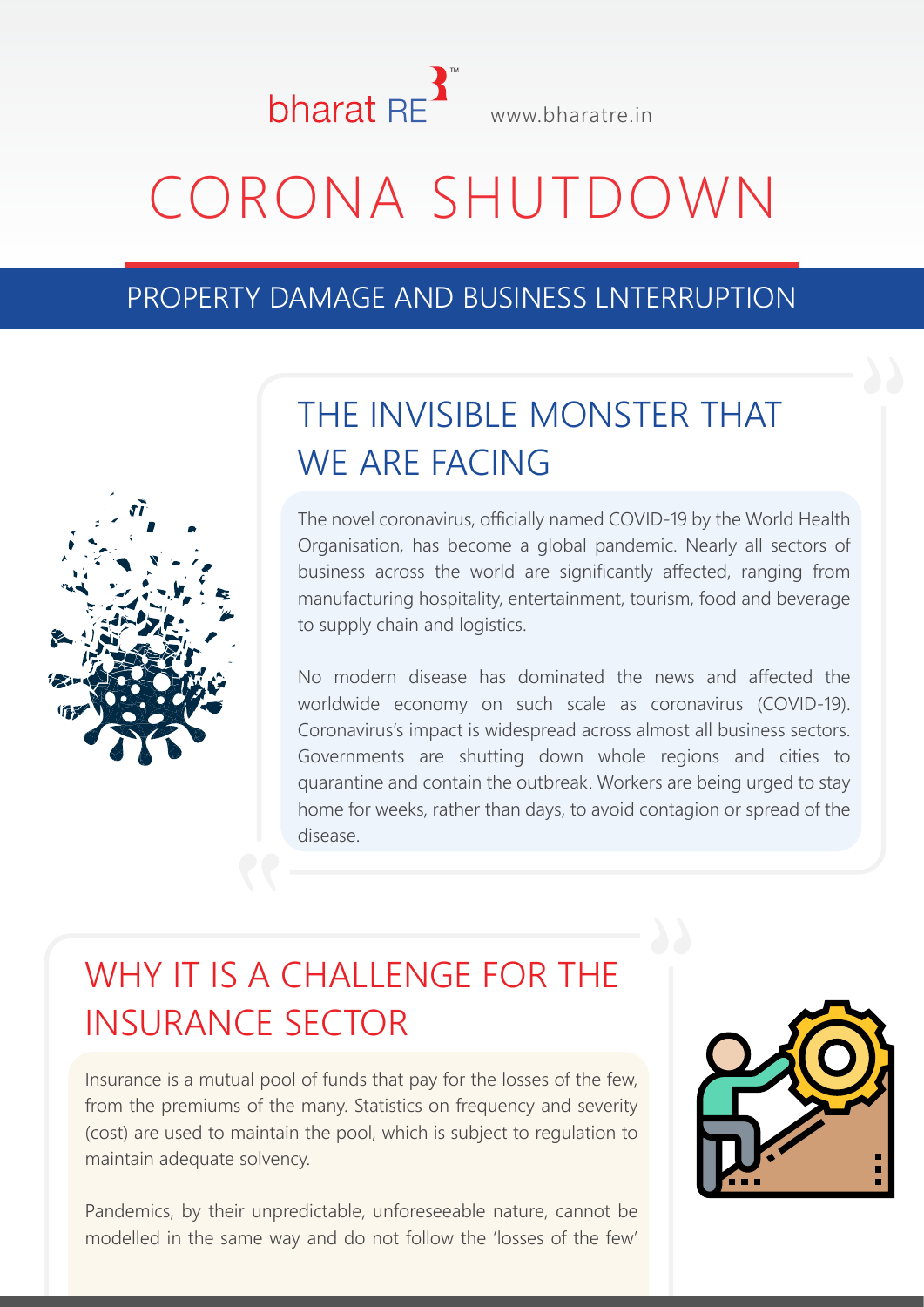bharat RE www.bharatre.in

# CORONA SHUTDOWN

## PROPERTY DAMAGE AND BUSINESS LNTERRUPTION

### THE INVISIBLE MONSTER THAT WE ARE FACING

The novel coronavirus, officially named COVID-19 by the World Health Organisation, has become a global pandemic. Nearly all sectors of business across the world are significantly affected, ranging from manufacturing hospitality, entertainment, tourism, food and beverage to supply chain and logistics.

No modern disease has dominated the news and affected the worldwide economy on such scale as coronavirus (COVID-19). Coronavirus's impact is widespread across almost all business sectors. Governments are shutting down whole regions and cities to quarantine and contain the outbreak. Workers are being urged to stay home for weeks, rather than days, to avoid contagion or spread of the disease.

### WHY IT IS A CHALLENGE FOR THE INSURANCE SECTOR

Insurance is a mutual pool of funds that pay for the losses of the few, from the premiums of the many. Statistics on frequency and severity (cost) are used to maintain the pool, which is subject to regulation to maintain adequate solvency.

Pandemics, by their unpredictable, unforeseeable nature, cannot be modelled in the same way and do not follow the 'losses of the few'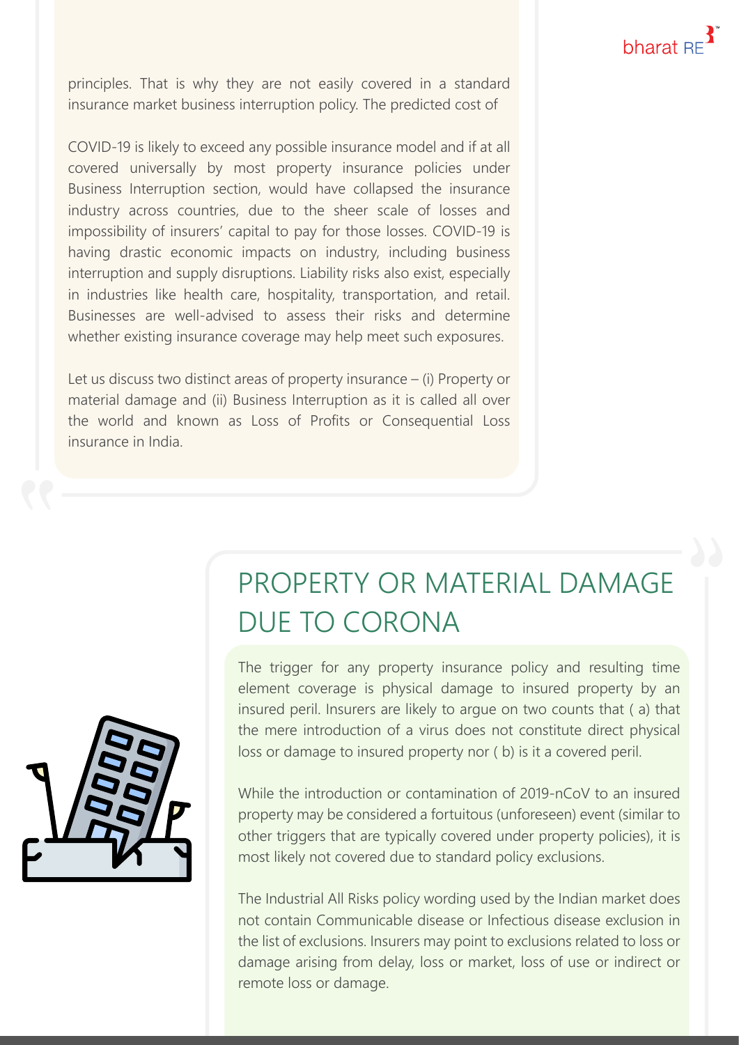principles. That is why they are not easily covered in a standard insurance market business interruption policy. The predicted cost of

COVID-19 is likely to exceed any possible insurance model and if at all covered universally by most property insurance policies under Business Interruption section, would have collapsed the insurance industry across countries, due to the sheer scale of losses and impossibility of insurers' capital to pay for those losses. COVID-19 is having drastic economic impacts on industry, including business interruption and supply disruptions. Liability risks also exist, especially in industries like health care, hospitality, transportation, and retail. Businesses are well-advised to assess their risks and determine whether existing insurance coverage may help meet such exposures.

Let us discuss two distinct areas of property insurance – (i) Property or material damage and (ii) Business Interruption as it is called all over the world and known as Loss of Profits or Consequential Loss insurance in India.

## PROPERTY OR MATERIAL DAMAGE DUE TO CORONA

The trigger for any property insurance policy and resulting time element coverage is physical damage to insured property by an insured peril. Insurers are likely to argue on two counts that ( a) that the mere introduction of a virus does not constitute direct physical loss or damage to insured property nor ( b) is it a covered peril.

While the introduction or contamination of 2019-nCoV to an insured property may be considered a fortuitous (unforeseen) event (similar to other triggers that are typically covered under property policies), it is most likely not covered due to standard policy exclusions.

The Industrial All Risks policy wording used by the Indian market does not contain Communicable disease or Infectious disease exclusion in the list of exclusions. Insurers may point to exclusions related to loss or damage arising from delay, loss or market, loss of use or indirect or remote loss or damage.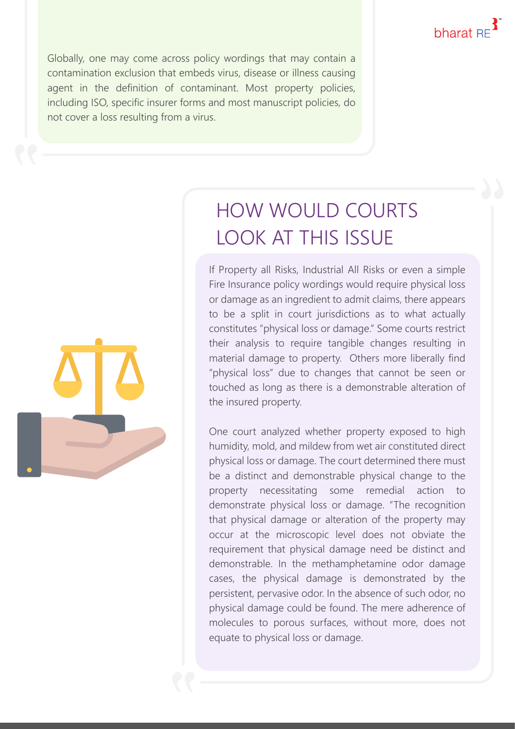Globally, one may come across policy wordings that may contain a contamination exclusion that embeds virus, disease or illness causing agent in the definition of contaminant. Most property policies, including ISO, specific insurer forms and most manuscript policies, do not cover a loss resulting from a virus.

## HOW WOULD COURTS LOOK AT THIS ISSUE

If Property all Risks, Industrial All Risks or even a simple Fire Insurance policy wordings would require physical loss or damage as an ingredient to admit claims, there appears to be a split in court jurisdictions as to what actually constitutes "physical loss or damage." Some courts restrict their analysis to require tangible changes resulting in material damage to property. Others more liberally find "physical loss" due to changes that cannot be seen or touched as long as there is a demonstrable alteration of the insured property.

One court analyzed whether property exposed to high humidity, mold, and mildew from wet air constituted direct physical loss or damage. The court determined there must be a distinct and demonstrable physical change to the property necessitating some remedial action to demonstrate physical loss or damage. "The recognition that physical damage or alteration of the property may occur at the microscopic level does not obviate the requirement that physical damage need be distinct and demonstrable. In the methamphetamine odor damage cases, the physical damage is demonstrated by the persistent, pervasive odor. In the absence of such odor, no physical damage could be found. The mere adherence of molecules to porous surfaces, without more, does not equate to physical loss or damage.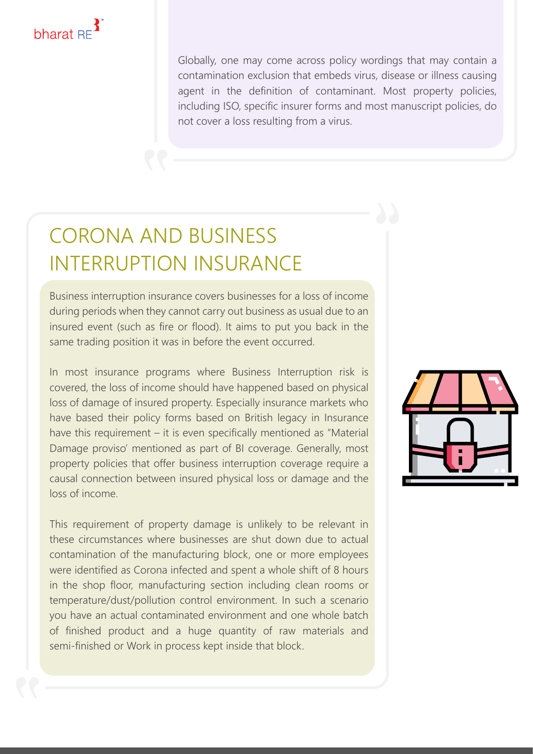Globally, one may come across policy wordings that may contain a contamination exclusion that embeds virus, disease or illness causing agent in the definition of contaminant. Most property policies, including ISO, specific insurer forms and most manuscript policies, do not cover a loss resulting from a virus.

## CORONA AND BUSINESS INTERRUPTION INSURANCE

Business interruption insurance covers businesses for a loss of income during periods when they cannot carry out business as usual due to an insured event (such as fire or flood). It aims to put you back in the same trading position it was in before the event occurred.

In most insurance programs where Business Interruption risk is covered, the loss of income should have happened based on physical loss of damage of insured property. Especially insurance markets who have based their policy forms based on British legacy in Insurance have this requirement – it is even specifically mentioned as "Material Damage proviso' mentioned as part of BI coverage. Generally, most property policies that offer business interruption coverage require a causal connection between insured physical loss or damage and the loss of income.

This requirement of property damage is unlikely to be relevant in these circumstances where businesses are shut down due to actual contamination of the manufacturing block, one or more employees were identified as Corona infected and spent a whole shift of 8 hours in the shop floor, manufacturing section including clean rooms or temperature/dust/pollution control environment. In such a scenario you have an actual contaminated environment and one whole batch of finished product and a huge quantity of raw materials and semi-finished or Work in process kept inside that block.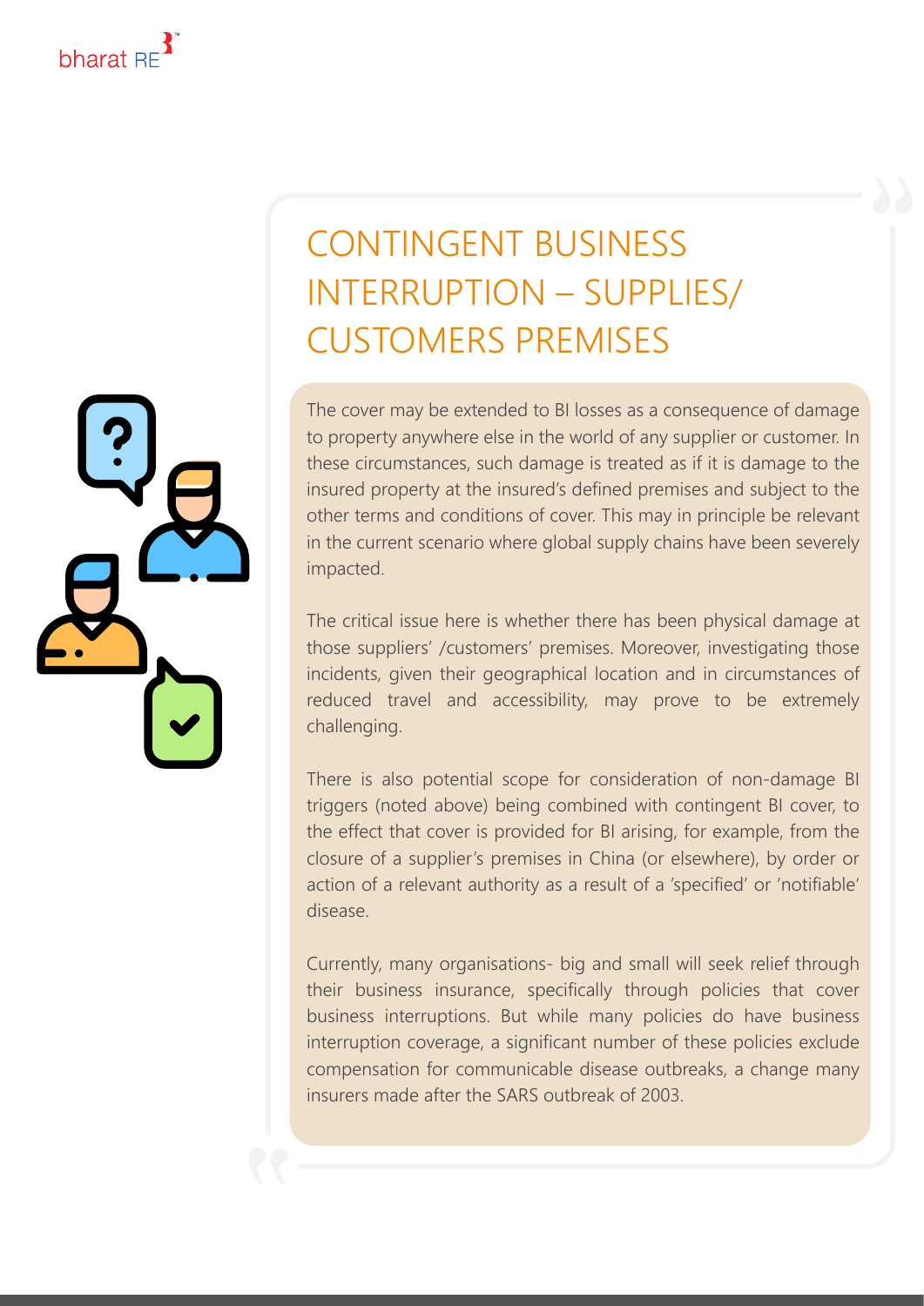# CONTINGENT BUSINESS INTERRUPTION – SUPPLIES/ CUSTOMERS PREMISES

The cover may be extended to BI losses as a consequence of damage to property anywhere else in the world of any supplier or customer. In these circumstances, such damage is treated as if it is damage to the insured property at the insured's defined premises and subject to the other terms and conditions of cover. This may in principle be relevant in the current scenario where global supply chains have been severely impacted.

The critical issue here is whether there has been physical damage at those suppliers' /customers' premises. Moreover, investigating those incidents, given their geographical location and in circumstances of reduced travel and accessibility, may prove to be extremely challenging.

There is also potential scope for consideration of non-damage BI triggers (noted above) being combined with contingent BI cover, to the effect that cover is provided for BI arising, for example, from the closure of a supplier's premises in China (or elsewhere), by order or action of a relevant authority as a result of a 'specified' or 'notifiable' disease.

Currently, many organisations- big and small will seek relief through their business insurance, specifically through policies that cover business interruptions. But while many policies do have business interruption coverage, a significant number of these policies exclude compensation for communicable disease outbreaks, a change many insurers made after the SARS outbreak of 2003.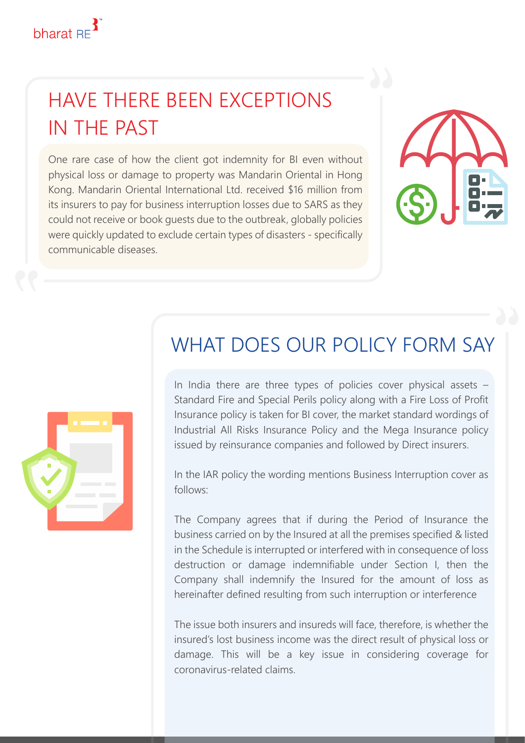## HAVE THERE BEEN EXCEPTIONS IN THE PAST

One rare case of how the client got indemnity for BI even without physical loss or damage to property was Mandarin Oriental in Hong Kong. Mandarin Oriental International Ltd. received $16 million from its insurers to pay for business interruption losses due to SARS as they could not receive or book guests due to the outbreak, globally policies were quickly updated to exclude certain types of disasters - specifically communicable diseases.

## WHAT DOES OUR POLICY FORM SAY

In India there are three types of policies cover physical assets – Standard Fire and Special Perils policy along with a Fire Loss of Profit Insurance policy is taken for BI cover, the market standard wordings of Industrial All Risks Insurance Policy and the Mega Insurance policy issued by reinsurance companies and followed by Direct insurers.

In the IAR policy the wording mentions Business Interruption cover as follows:

The Company agrees that if during the Period of Insurance the business carried on by the Insured at all the premises specified & listed in the Schedule is interrupted or interfered with in consequence of loss destruction or damage indemnifiable under Section I, then the Company shall indemnify the Insured for the amount of loss as hereinafter defined resulting from such interruption or interference

The issue both insurers and insureds will face, therefore, is whether the insured's lost business income was the direct result of physical loss or damage. This will be a key issue in considering coverage for coronavirus-related claims.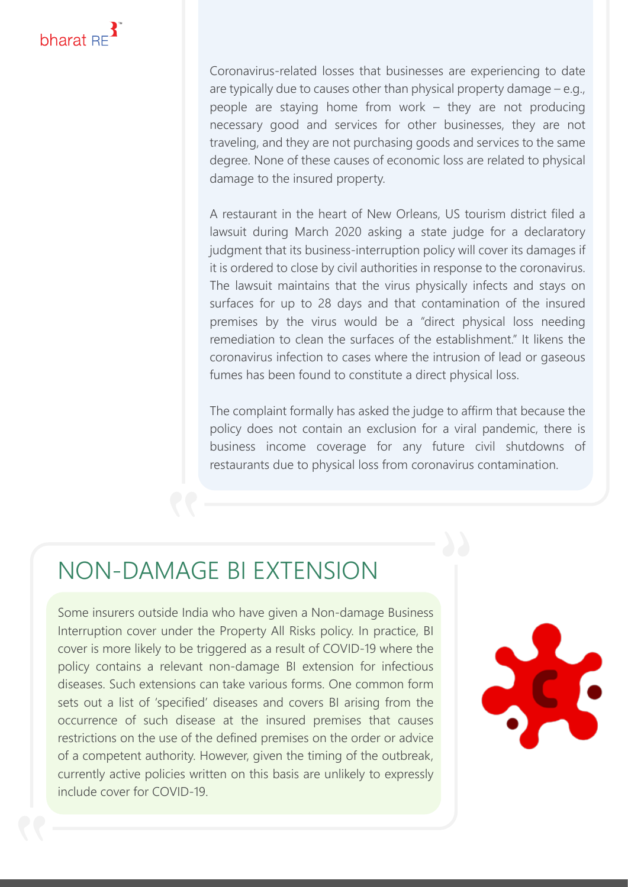Coronavirus-related losses that businesses are experiencing to date are typically due to causes other than physical property damage – e.g., people are staying home from work – they are not producing necessary good and services for other businesses, they are not traveling, and they are not purchasing goods and services to the same degree. None of these causes of economic loss are related to physical damage to the insured property.

A restaurant in the heart of New Orleans, US tourism district filed a lawsuit during March 2020 asking a state judge for a declaratory judgment that its business-interruption policy will cover its damages if it is ordered to close by civil authorities in response to the coronavirus. The lawsuit maintains that the virus physically infects and stays on surfaces for up to 28 days and that contamination of the insured premises by the virus would be a "direct physical loss needing remediation to clean the surfaces of the establishment." It likens the coronavirus infection to cases where the intrusion of lead or gaseous fumes has been found to constitute a direct physical loss.

The complaint formally has asked the judge to affirm that because the policy does not contain an exclusion for a viral pandemic, there is business income coverage for any future civil shutdowns of restaurants due to physical loss from coronavirus contamination.

## NON-DAMAGE BI EXTENSION

Some insurers outside India who have given a Non-damage Business Interruption cover under the Property All Risks policy. In practice, BI cover is more likely to be triggered as a result of COVID-19 where the policy contains a relevant non-damage BI extension for infectious diseases. Such extensions can take various forms. One common form sets out a list of 'specified' diseases and covers BI arising from the occurrence of such disease at the insured premises that causes restrictions on the use of the defined premises on the order or advice of a competent authority. However, given the timing of the outbreak, currently active policies written on this basis are unlikely to expressly include cover for COVID-19.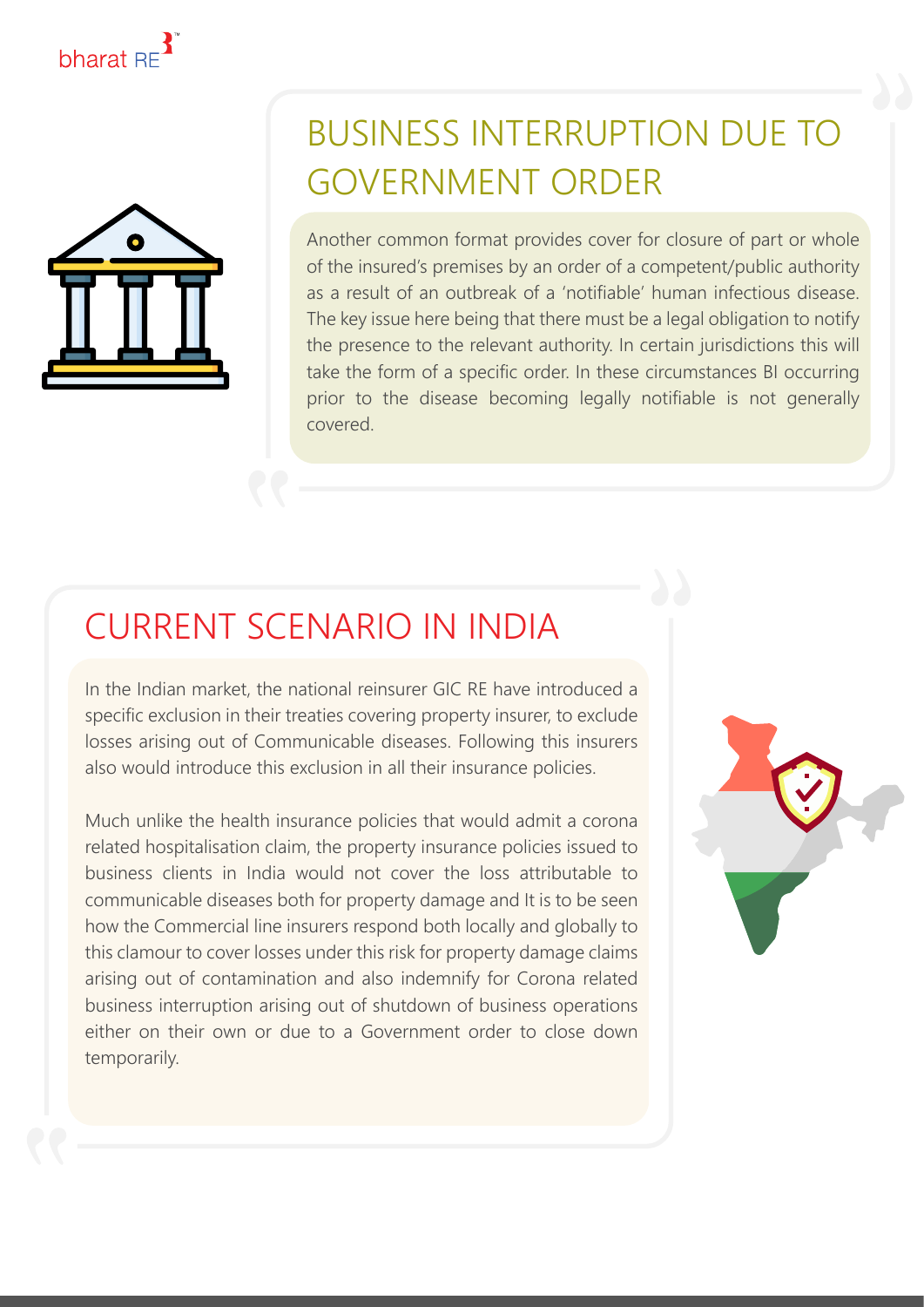## BUSINESS INTERRUPTION DUE TO GOVERNMENT ORDER

Another common format provides cover for closure of part or whole of the insured's premises by an order of a competent/public authority as a result of an outbreak of a 'notifiable' human infectious disease. The key issue here being that there must be a legal obligation to notify the presence to the relevant authority. In certain jurisdictions this will take the form of a specific order. In these circumstances BI occurring prior to the disease becoming legally notifiable is not generally covered.

## CURRENT SCENARIO IN INDIA

In the Indian market, the national reinsurer GIC RE have introduced a specific exclusion in their treaties covering property insurer, to exclude losses arising out of Communicable diseases. Following this insurers also would introduce this exclusion in all their insurance policies.

Much unlike the health insurance policies that would admit a corona related hospitalisation claim, the property insurance policies issued to business clients in India would not cover the loss attributable to communicable diseases both for property damage and It is to be seen how the Commercial line insurers respond both locally and globally to this clamour to cover losses under this risk for property damage claims arising out of contamination and also indemnify for Corona related business interruption arising out of shutdown of business operations either on their own or due to a Government order to close down temporarily.